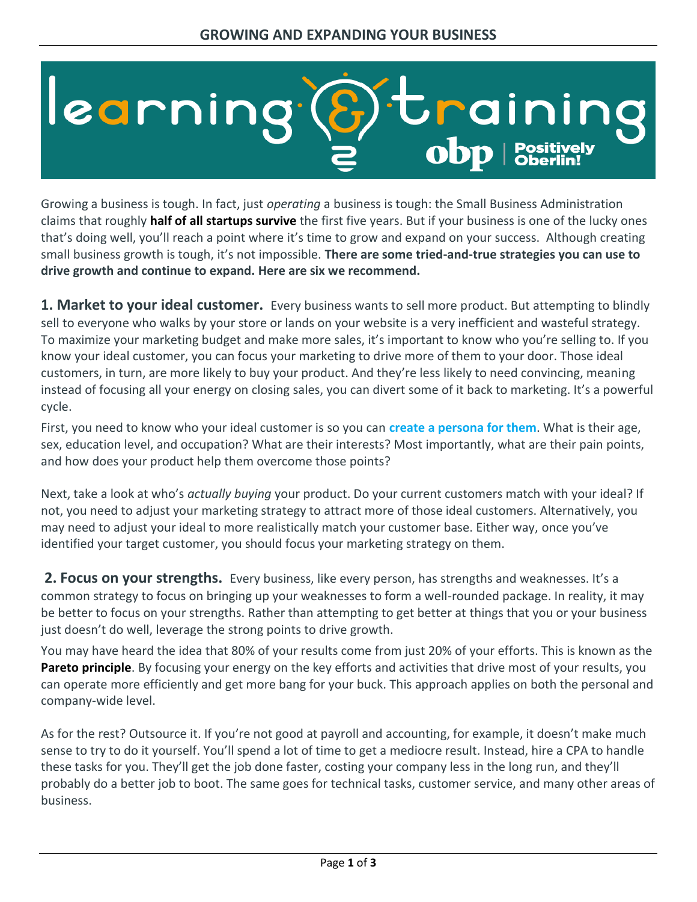# GROWING AND EXPANDING YOUR BUSINESS

Growing a business is tough. In fact, just *operating* a business is tough: the Small Business Administration claims that roughly **half of all startups survive** the first five years. But if your business is one of the lucky ones that's doing well, you'll reach a point where it's time to grow and expand on your success. Although creating small business growth is tough, it's not impossible. **There are some tried-and-true strategies you can use to drive growth and continue to expand. Here are six we recommend.**

**1. Market to your ideal customer.** Every business wants to sell more product. But attempting to blindly sell to everyone who walks by your store or lands on your website is a very inefficient and wasteful strategy. To maximize your marketing budget and make more sales, it's important to know who you're selling to. If you know your ideal customer, you can focus your marketing to drive more of them to your door. Those ideal customers, in turn, are more likely to buy your product. And they're less likely to need convincing, meaning instead of focusing all your energy on closing sales, you can divert some of it back to marketing. It's a powerful cycle.

First, you need to know who your ideal customer is so you can **create a persona for them**. What is their age, sex, education level, and occupation? What are their interests? Most importantly, what are their pain points, and how does your product help them overcome those points?

Next, take a look at who's *actually buying* your product. Do your current customers match with your ideal? If not, you need to adjust your marketing strategy to attract more of those ideal customers. Alternatively, you may need to adjust your ideal to more realistically match your customer base. Either way, once you've identified your target customer, you should focus your marketing strategy on them.

**2. Focus on your strengths.** Every business, like every person, has strengths and weaknesses. It's a common strategy to focus on bringing up your weaknesses to form a well-rounded package. In reality, it may be better to focus on your strengths. Rather than attempting to get better at things that you or your business just doesn't do well, leverage the strong points to drive growth.

You may have heard the idea that 80% of your results come from just 20% of your efforts. This is known as the **Pareto principle**. By focusing your energy on the key efforts and activities that drive most of your results, you can operate more efficiently and get more bang for your buck. This approach applies on both the personal and company-wide level.

As for the rest? Outsource it. If you're not good at payroll and accounting, for example, it doesn't make much sense to try to do it yourself. You'll spend a lot of time to get a mediocre result. Instead, hire a CPA to handle these tasks for you. They'll get the job done faster, costing your company less in the long run, and they'll probably do a better job to boot. The same goes for technical tasks, customer service, and many other areas of business.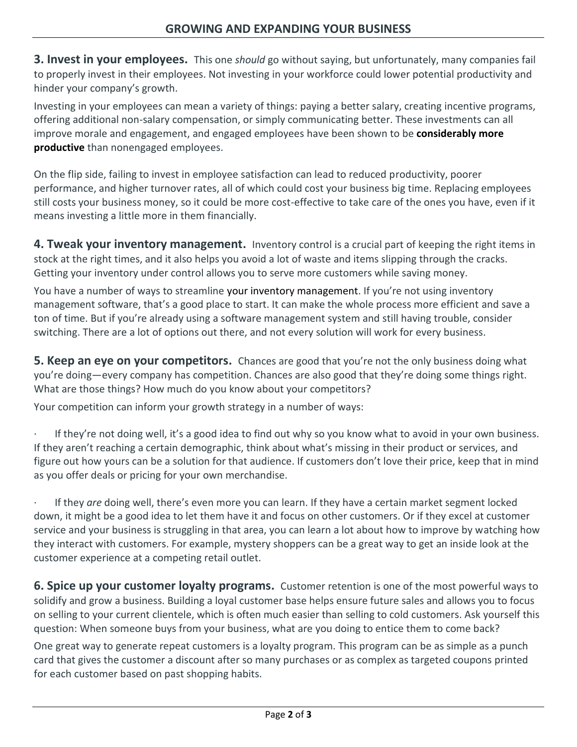**3. Invest in your employees.** This one *should* go without saying, but unfortunately, many companies fail to properly invest in their employees. Not investing in your workforce could lower potential productivity and hinder your company's growth.

Investing in your employees can mean a variety of things: paying a better salary, creating incentive programs, offering additional non-salary compensation, or simply communicating better. These investments can all improve morale and engagement, and engaged employees have been shown to be **considerably more productive** than nonengaged employees.

On the flip side, failing to invest in employee satisfaction can lead to reduced productivity, poorer performance, and higher turnover rates, all of which could cost your business big time. Replacing employees still costs your business money, so it could be more cost-effective to take care of the ones you have, even if it means investing a little more in them financially.

**4. Tweak your inventory management.** Inventory control is a crucial part of keeping the right items in stock at the right times, and it also helps you avoid a lot of waste and items slipping through the cracks. Getting your inventory under control allows you to serve more customers while saving money.

You have a number of ways to streamline your inventory management. If you're not using inventory management software, that's a good place to start. It can make the whole process more efficient and save a ton of time. But if you're already using a software management system and still having trouble, consider switching. There are a lot of options out there, and not every solution will work for every business.

**5. Keep an eye on your competitors.** Chances are good that you're not the only business doing what you're doing—every company has competition. Chances are also good that they're doing some things right. What are those things? How much do you know about your competitors?

Your competition can inform your growth strategy in a number of ways:

- If they're not doing well, it's a good idea to find out why so you know what to avoid in your own business. If they aren't reaching a certain demographic, think about what's missing in their product or services, and figure out how yours can be a solution for that audience. If customers don't love their price, keep that in mind as you offer deals or pricing for your own merchandise.

- If they *are* doing well, there's even more you can learn. If they have a certain market segment locked down, it might be a good idea to let them have it and focus on other customers. Or if they excel at customer service and your business is struggling in that area, you can learn a lot about how to improve by watching how they interact with customers. For example, mystery shoppers can be a great way to get an inside look at the customer experience at a competing retail outlet.

**6. Spice up your customer loyalty programs.** Customer retention is one of the most powerful ways to solidify and grow a business. Building a loyal customer base helps ensure future sales and allows you to focus on selling to your current clientele, which is often much easier than selling to cold customers. Ask yourself this question: When someone buys from your business, what are you doing to entice them to come back?

One great way to generate repeat customers is a loyalty program. This program can be as simple as a punch card that gives the customer a discount after so many purchases or as complex as targeted coupons printed for each customer based on past shopping habits.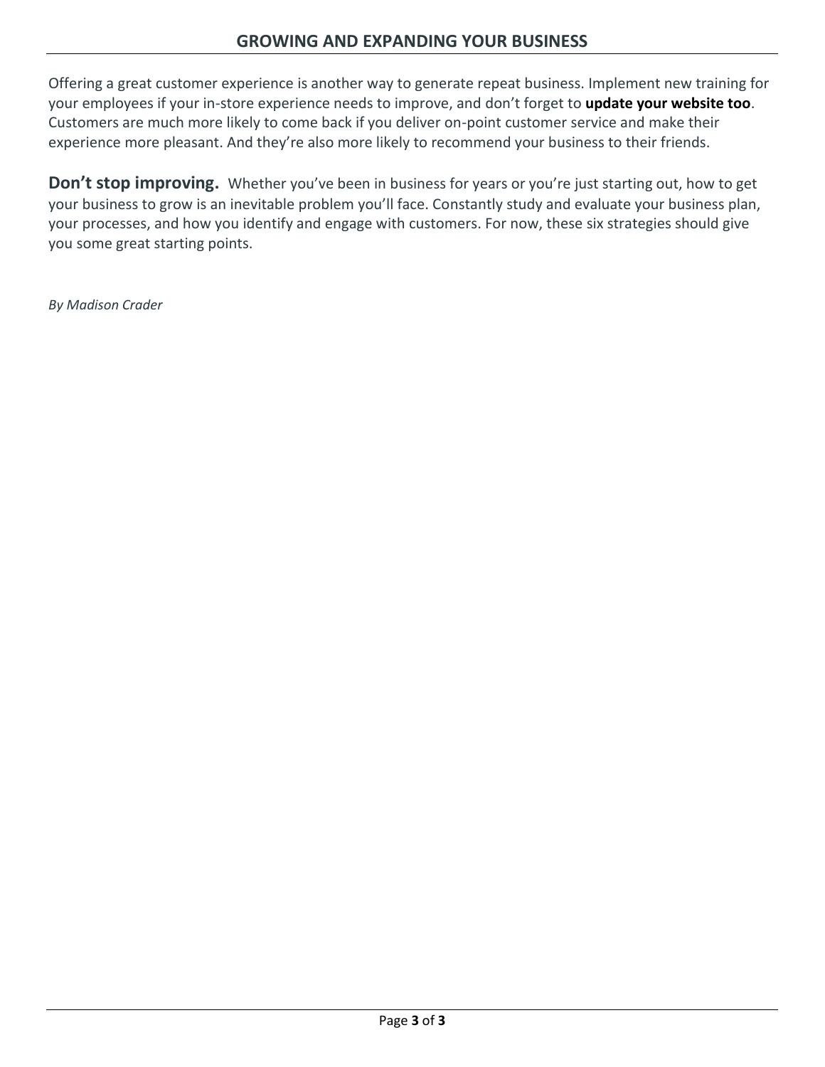Offering a great customer experience is another way to generate repeat business. Implement new training for your employees if your in-store experience needs to improve, and don't forget to **update your website too**. Customers are much more likely to come back if you deliver on-point customer service and make their experience more pleasant. And they're also more likely to recommend your business to their friends.

**Don't stop improving.** Whether you've been in business for years or you're just starting out, how to get your business to grow is an inevitable problem you'll face. Constantly study and evaluate your business plan, your processes, and how you identify and engage with customers. For now, these six strategies should give you some great starting points.

*By Madison Crader*